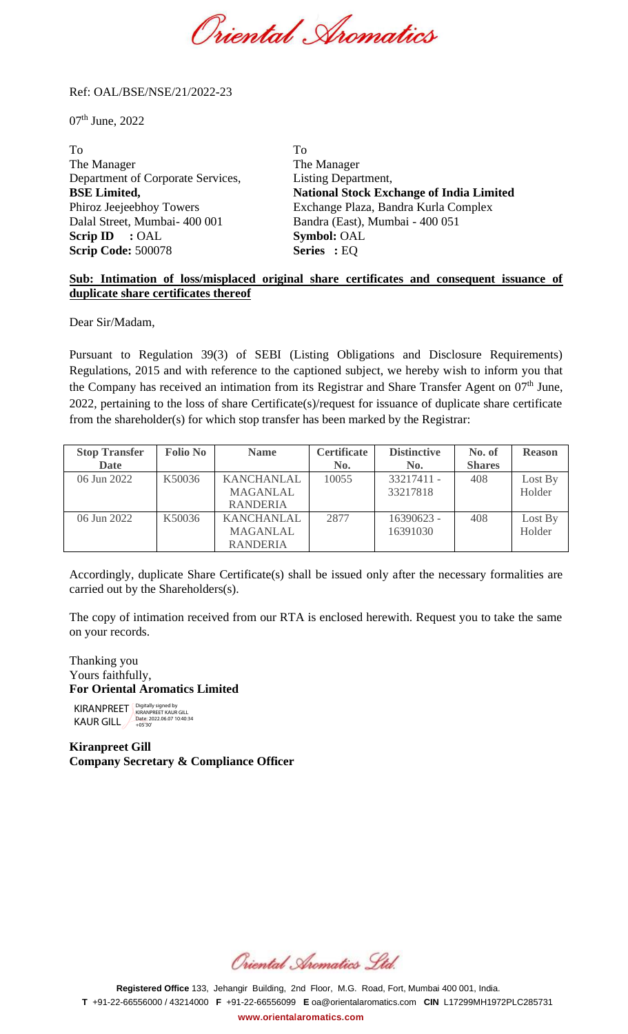Ref: OAL/BSE/NSE/21/2022-23

07th June, 2022

To
The Manager
Department of Corporate Services,
**BSE Limited,**
Phiroz Jeejeebhoy Towers
Dalal Street, Mumbai- 400 001
**Scrip ID :** OAL
**Scrip Code:** 500078

To
The Manager
Listing Department,
**National Stock Exchange of India Limited**
Exchange Plaza, Bandra Kurla Complex
Bandra (East), Mumbai - 400 051
**Symbol:** OAL
**Series :** EQ

**Sub: Intimation of loss/misplaced original share certificates and consequent issuance of duplicate share certificates thereof**

Dear Sir/Madam,

Pursuant to Regulation 39(3) of SEBI (Listing Obligations and Disclosure Requirements) Regulations, 2015 and with reference to the captioned subject, we hereby wish to inform you that the Company has received an intimation from its Registrar and Share Transfer Agent on 07th June, 2022, pertaining to the loss of share Certificate(s)/request for issuance of duplicate share certificate from the shareholder(s) for which stop transfer has been marked by the Registrar:

| Stop Transfer Date | Folio No | Name | Certificate No. | Distinctive No. | No. of Shares | Reason |
|---|---|---|---|---|---|---|
| 06 Jun 2022 | K50036 | KANCHANLAL MAGANLAL RANDERIA | 10055 | 33217411 - 33217818 | 408 | Lost By Holder |
| 06 Jun 2022 | K50036 | KANCHANLAL MAGANLAL RANDERIA | 2877 | 16390623 - 16391030 | 408 | Lost By Holder |

Accordingly, duplicate Share Certificate(s) shall be issued only after the necessary formalities are carried out by the Shareholders(s).

The copy of intimation received from our RTA is enclosed herewith. Request you to take the same on your records.

Thanking you
Yours faithfully,
**For Oriental Aromatics Limited**

KIRANPREET KAUR GILL
Digitally signed by KIRANPREET KAUR GILL
Date: 2022.06.07 10:40:34 +05'30'

**Kiranpreet Gill**
**Company Secretary & Compliance Officer**

**Registered Office** 133, Jehangir Building, 2nd Floor, M.G. Road, Fort, Mumbai 400 001, India.
**T** +91-22-66556000 / 43214000 **F** +91-22-66556099 **E** oa@orientalaromatics.com **CIN** L17299MH1972PLC285731
**www.orientalaromatics.com**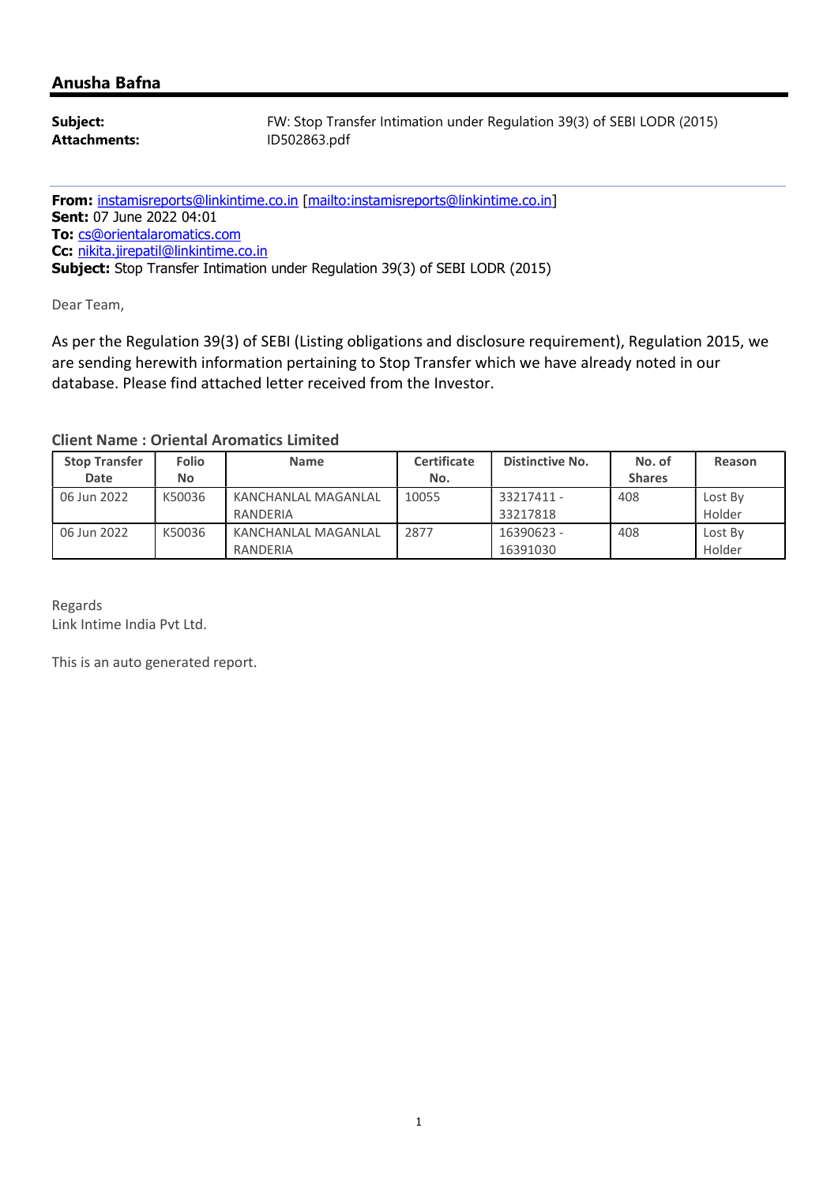## Anusha Bafna

**Subject:** FW: Stop Transfer Intimation under Regulation 39(3) of SEBI LODR (2015)
**Attachments:** ID502863.pdf

**From:** instamisreports@linkintime.co.in [mailto:instamisreports@linkintime.co.in]
**Sent:** 07 June 2022 04:01
**To:** cs@orientalaromatics.com
**Cc:** nikita.jirepatil@linkintime.co.in
**Subject:** Stop Transfer Intimation under Regulation 39(3) of SEBI LODR (2015)

Dear Team,

As per the Regulation 39(3) of SEBI (Listing obligations and disclosure requirement), Regulation 2015, we are sending herewith information pertaining to Stop Transfer which we have already noted in our database. Please find attached letter received from the Investor.

**Client Name : Oriental Aromatics Limited**

| Stop Transfer Date | Folio No | Name | Certificate No. | Distinctive No. | No. of Shares | Reason |
|---|---|---|---|---|---|---|
| 06 Jun 2022 | K50036 | KANCHANLAL MAGANLAL RANDERIA | 10055 | 33217411 - 33217818 | 408 | Lost By Holder |
| 06 Jun 2022 | K50036 | KANCHANLAL MAGANLAL RANDERIA | 2877 | 16390623 - 16391030 | 408 | Lost By Holder |

Regards
Link Intime India Pvt Ltd.

This is an auto generated report.